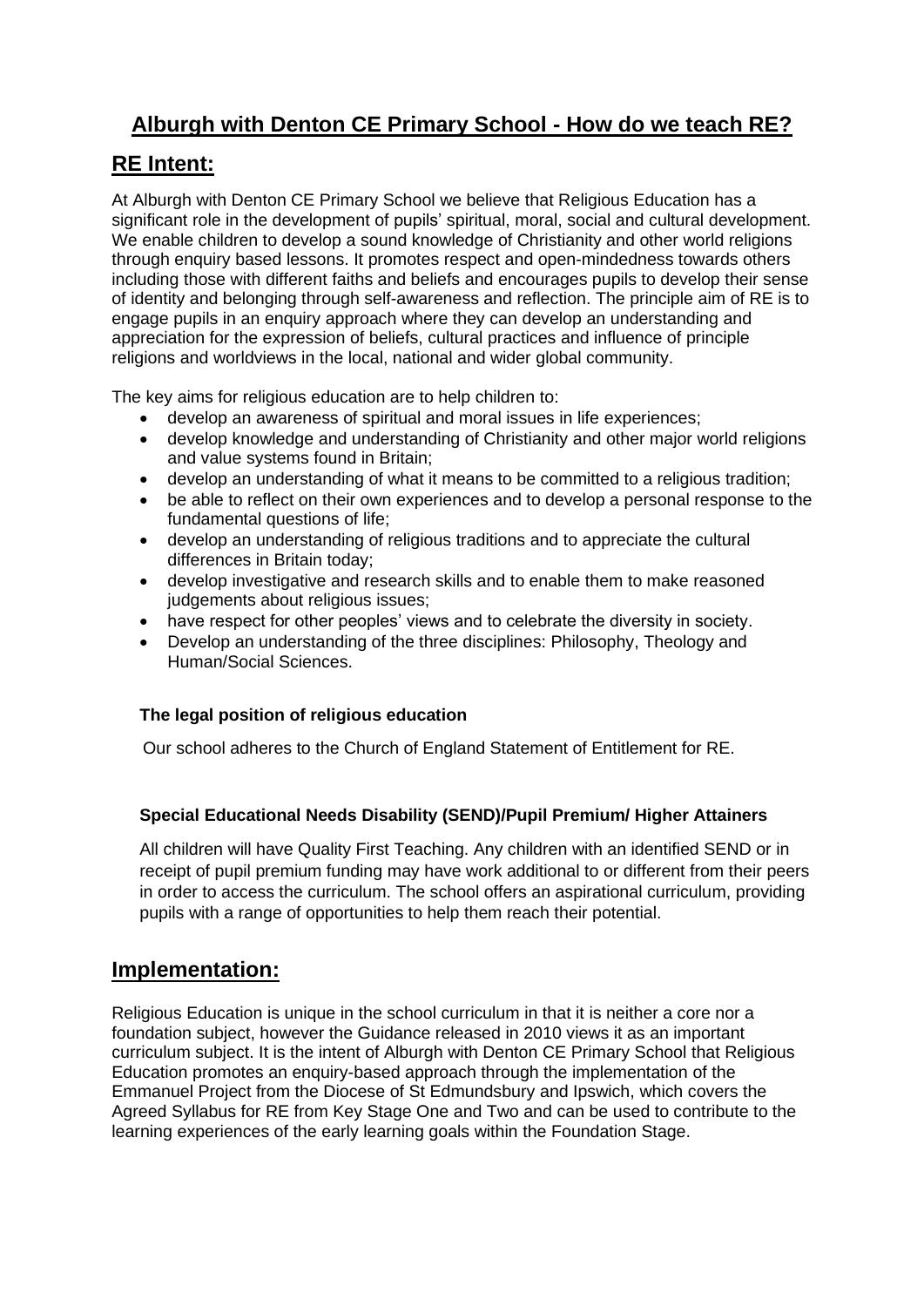# Alburgh with Denton CE Primary School - How do we teach RE?

## RE Intent:

At Alburgh with Denton CE Primary School we believe that Religious Education has a significant role in the development of pupils' spiritual, moral, social and cultural development. We enable children to develop a sound knowledge of Christianity and other world religions through enquiry based lessons. It promotes respect and open-mindedness towards others including those with different faiths and beliefs and encourages pupils to develop their sense of identity and belonging through self-awareness and reflection. The principle aim of RE is to engage pupils in an enquiry approach where they can develop an understanding and appreciation for the expression of beliefs, cultural practices and influence of principle religions and worldviews in the local, national and wider global community.

The key aims for religious education are to help children to:

- develop an awareness of spiritual and moral issues in life experiences;
- develop knowledge and understanding of Christianity and other major world religions and value systems found in Britain;
- develop an understanding of what it means to be committed to a religious tradition;
- be able to reflect on their own experiences and to develop a personal response to the fundamental questions of life;
- develop an understanding of religious traditions and to appreciate the cultural differences in Britain today;
- develop investigative and research skills and to enable them to make reasoned judgements about religious issues;
- have respect for other peoples' views and to celebrate the diversity in society.
- Develop an understanding of the three disciplines: Philosophy, Theology and Human/Social Sciences.

### The legal position of religious education

Our school adheres to the Church of England Statement of Entitlement for RE.

### Special Educational Needs Disability (SEND)/Pupil Premium/ Higher Attainers

All children will have Quality First Teaching. Any children with an identified SEND or in receipt of pupil premium funding may have work additional to or different from their peers in order to access the curriculum. The school offers an aspirational curriculum, providing pupils with a range of opportunities to help them reach their potential.

## Implementation:

Religious Education is unique in the school curriculum in that it is neither a core nor a foundation subject, however the Guidance released in 2010 views it as an important curriculum subject. It is the intent of Alburgh with Denton CE Primary School that Religious Education promotes an enquiry-based approach through the implementation of the Emmanuel Project from the Diocese of St Edmundsbury and Ipswich, which covers the Agreed Syllabus for RE from Key Stage One and Two and can be used to contribute to the learning experiences of the early learning goals within the Foundation Stage.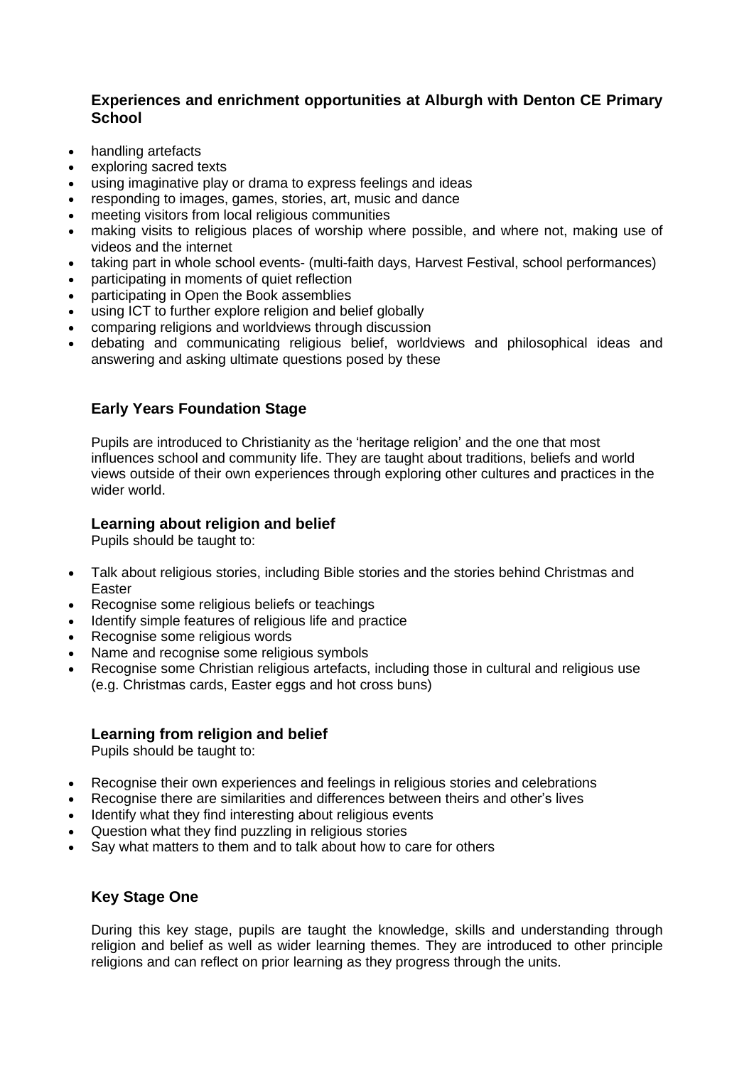### Experiences and enrichment opportunities at Alburgh with Denton CE Primary School

- handling artefacts
- exploring sacred texts
- using imaginative play or drama to express feelings and ideas
- responding to images, games, stories, art, music and dance
- meeting visitors from local religious communities
- making visits to religious places of worship where possible, and where not, making use of videos and the internet
- taking part in whole school events- (multi-faith days, Harvest Festival, school performances)
- participating in moments of quiet reflection
- participating in Open the Book assemblies
- using ICT to further explore religion and belief globally
- comparing religions and worldviews through discussion
- debating and communicating religious belief, worldviews and philosophical ideas and answering and asking ultimate questions posed by these

### Early Years Foundation Stage

Pupils are introduced to Christianity as the 'heritage religion' and the one that most influences school and community life. They are taught about traditions, beliefs and world views outside of their own experiences through exploring other cultures and practices in the wider world.

### Learning about religion and belief

Pupils should be taught to:

- Talk about religious stories, including Bible stories and the stories behind Christmas and Easter
- Recognise some religious beliefs or teachings
- Identify simple features of religious life and practice
- Recognise some religious words
- Name and recognise some religious symbols
- Recognise some Christian religious artefacts, including those in cultural and religious use (e.g. Christmas cards, Easter eggs and hot cross buns)

### Learning from religion and belief

Pupils should be taught to:

- Recognise their own experiences and feelings in religious stories and celebrations
- Recognise there are similarities and differences between theirs and other's lives
- Identify what they find interesting about religious events
- Question what they find puzzling in religious stories
- Say what matters to them and to talk about how to care for others

### Key Stage One

During this key stage, pupils are taught the knowledge, skills and understanding through religion and belief as well as wider learning themes. They are introduced to other principle religions and can reflect on prior learning as they progress through the units.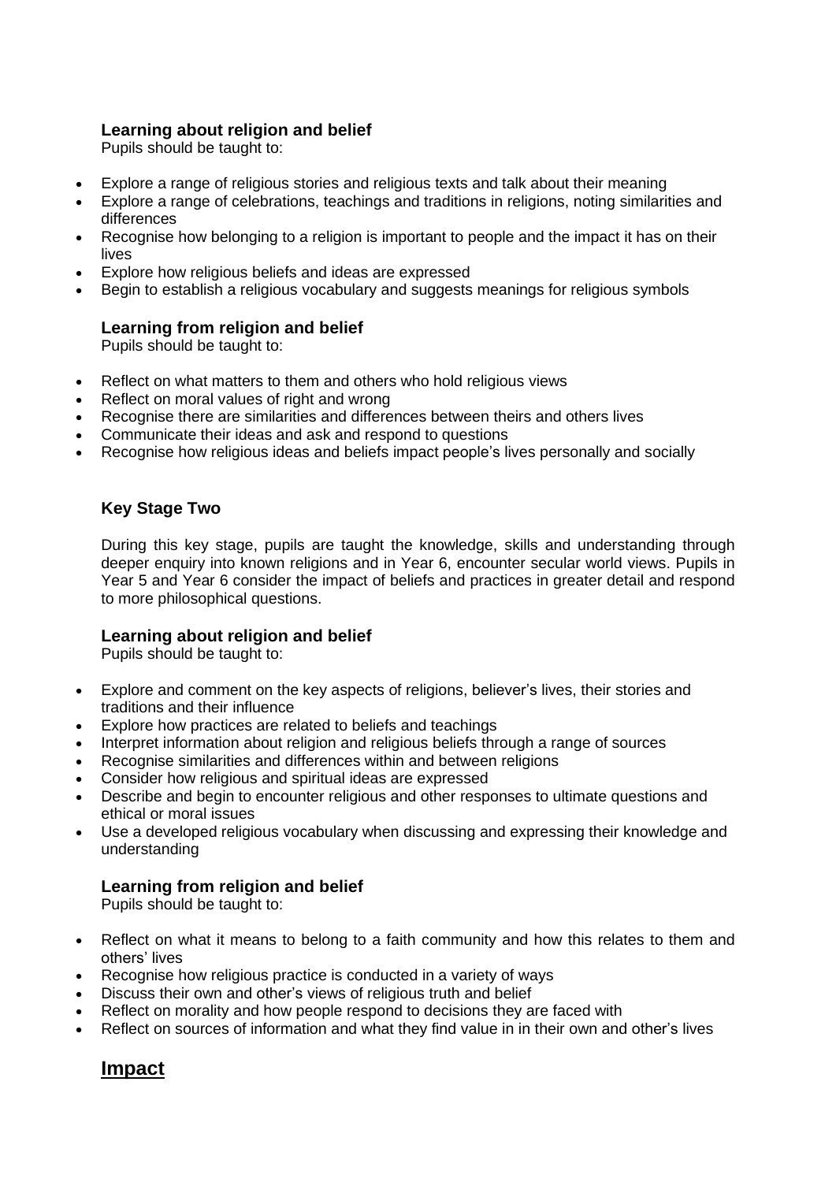### Learning about religion and belief

Pupils should be taught to:

- Explore a range of religious stories and religious texts and talk about their meaning
- Explore a range of celebrations, teachings and traditions in religions, noting similarities and differences
- Recognise how belonging to a religion is important to people and the impact it has on their lives
- Explore how religious beliefs and ideas are expressed
- Begin to establish a religious vocabulary and suggests meanings for religious symbols

### Learning from religion and belief

Pupils should be taught to:

- Reflect on what matters to them and others who hold religious views
- Reflect on moral values of right and wrong
- Recognise there are similarities and differences between theirs and others lives
- Communicate their ideas and ask and respond to questions
- Recognise how religious ideas and beliefs impact people's lives personally and socially

### Key Stage Two

During this key stage, pupils are taught the knowledge, skills and understanding through deeper enquiry into known religions and in Year 6, encounter secular world views. Pupils in Year 5 and Year 6 consider the impact of beliefs and practices in greater detail and respond to more philosophical questions.

### Learning about religion and belief

Pupils should be taught to:

- Explore and comment on the key aspects of religions, believer's lives, their stories and traditions and their influence
- Explore how practices are related to beliefs and teachings
- Interpret information about religion and religious beliefs through a range of sources
- Recognise similarities and differences within and between religions
- Consider how religious and spiritual ideas are expressed
- Describe and begin to encounter religious and other responses to ultimate questions and ethical or moral issues
- Use a developed religious vocabulary when discussing and expressing their knowledge and understanding

### Learning from religion and belief

Pupils should be taught to:

- Reflect on what it means to belong to a faith community and how this relates to them and others' lives
- Recognise how religious practice is conducted in a variety of ways
- Discuss their own and other's views of religious truth and belief
- Reflect on morality and how people respond to decisions they are faced with
- Reflect on sources of information and what they find value in in their own and other's lives

## Impact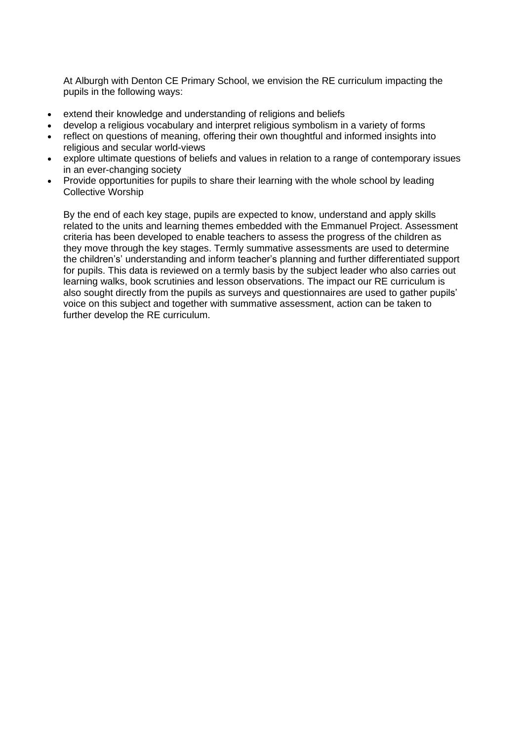At Alburgh with Denton CE Primary School, we envision the RE curriculum impacting the pupils in the following ways:

- extend their knowledge and understanding of religions and beliefs
- develop a religious vocabulary and interpret religious symbolism in a variety of forms
- reflect on questions of meaning, offering their own thoughtful and informed insights into religious and secular world-views
- explore ultimate questions of beliefs and values in relation to a range of contemporary issues in an ever-changing society
- Provide opportunities for pupils to share their learning with the whole school by leading Collective Worship

By the end of each key stage, pupils are expected to know, understand and apply skills related to the units and learning themes embedded with the Emmanuel Project. Assessment criteria has been developed to enable teachers to assess the progress of the children as they move through the key stages. Termly summative assessments are used to determine the children's' understanding and inform teacher's planning and further differentiated support for pupils. This data is reviewed on a termly basis by the subject leader who also carries out learning walks, book scrutinies and lesson observations. The impact our RE curriculum is also sought directly from the pupils as surveys and questionnaires are used to gather pupils' voice on this subject and together with summative assessment, action can be taken to further develop the RE curriculum.